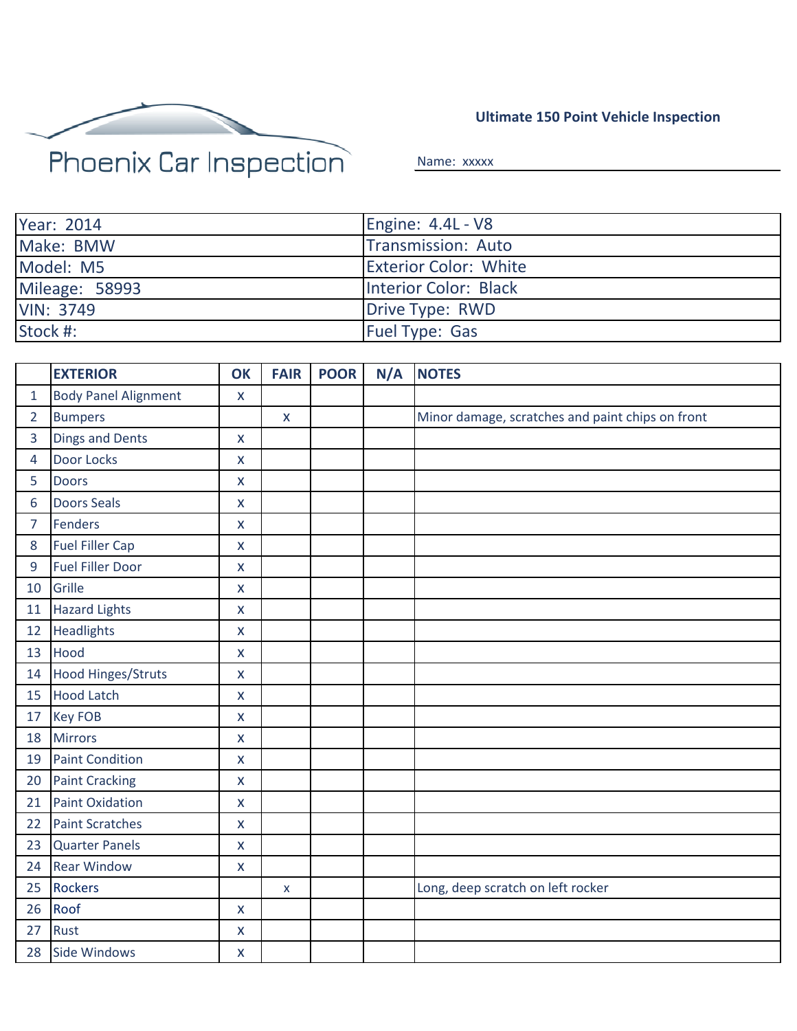Phoenix Car Inspection

**Ultimate 150 Point Vehicle Inspection**

Name: xxxxx

| Year: 2014 | Engine: 4.4L - V8 |
|---|---|
| Make: BMW | Transmission: Auto |
| Model: M5 | Exterior Color: White |
| Mileage: 58993 | Interior Color: Black |
| VIN: 3749 | Drive Type: RWD |
| Stock #: | Fuel Type: Gas |

| | EXTERIOR | OK | FAIR | POOR | N/A | NOTES |
|---|---|---|---|---|---|---|
| 1 | Body Panel Alignment | x | | | | |
| 2 | Bumpers | | x | | | Minor damage, scratches and paint chips on front |
| 3 | Dings and Dents | x | | | | |
| 4 | Door Locks | x | | | | |
| 5 | Doors | x | | | | |
| 6 | Doors Seals | x | | | | |
| 7 | Fenders | x | | | | |
| 8 | Fuel Filler Cap | x | | | | |
| 9 | Fuel Filler Door | x | | | | |
| 10 | Grille | x | | | | |
| 11 | Hazard Lights | x | | | | |
| 12 | Headlights | x | | | | |
| 13 | Hood | x | | | | |
| 14 | Hood Hinges/Struts | x | | | | |
| 15 | Hood Latch | x | | | | |
| 17 | Key FOB | x | | | | |
| 18 | Mirrors | x | | | | |
| 19 | Paint Condition | x | | | | |
| 20 | Paint Cracking | x | | | | |
| 21 | Paint Oxidation | x | | | | |
| 22 | Paint Scratches | x | | | | |
| 23 | Quarter Panels | x | | | | |
| 24 | Rear Window | x | | | | |
| 25 | Rockers | | x | | | Long, deep scratch on left rocker |
| 26 | Roof | x | | | | |
| 27 | Rust | x | | | | |
| 28 | Side Windows | x | | | | |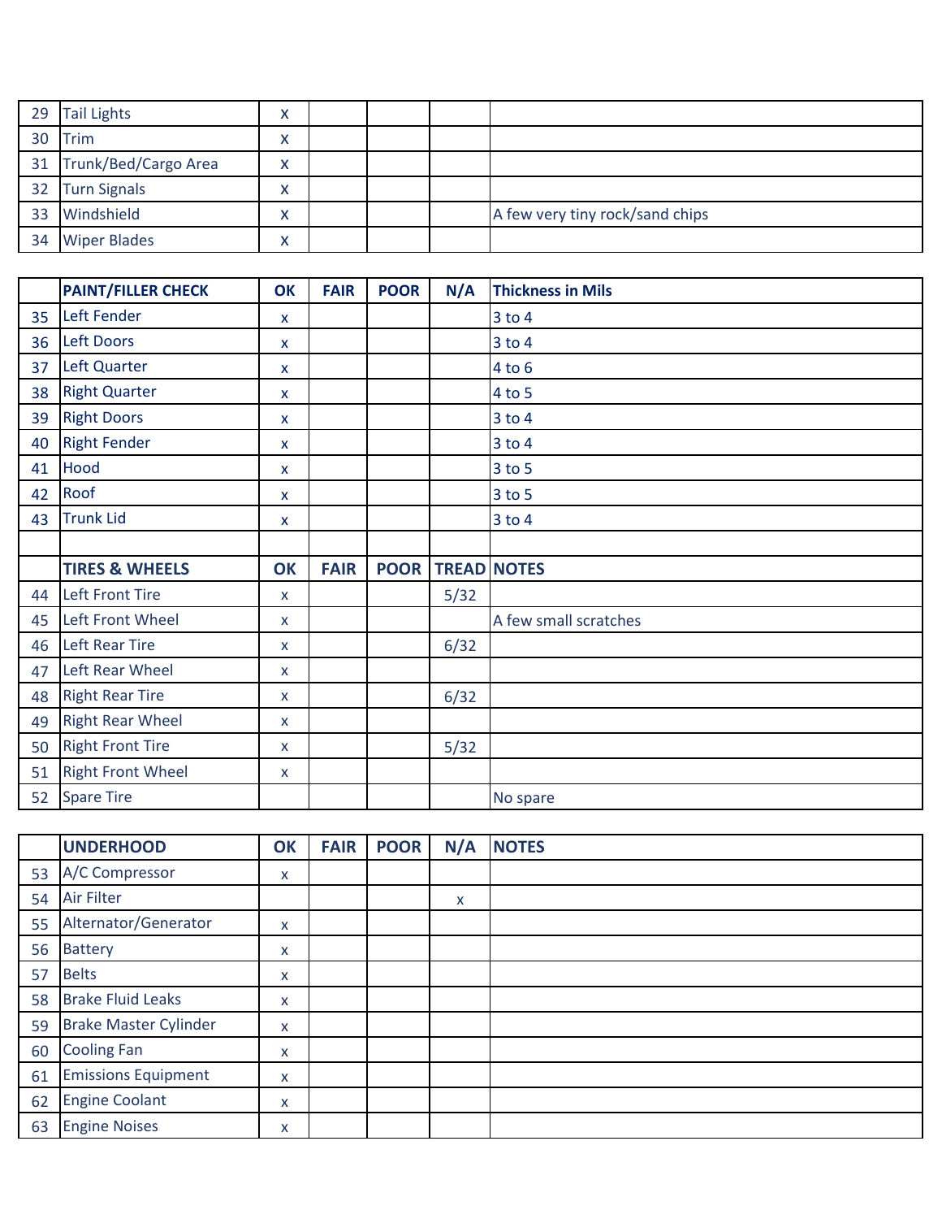| 29 | Tail Lights | x | | | | |
|---|---|---|---|---|---|---|
| 30 | Trim | x | | | | |
| 31 | Trunk/Bed/Cargo Area | x | | | | |
| 32 | Turn Signals | x | | | | |
| 33 | Windshield | x | | | | A few very tiny rock/sand chips |
| 34 | Wiper Blades | x | | | | |

| | **PAINT/FILLER CHECK** | **OK** | **FAIR** | **POOR** | **N/A** | **Thickness in Mils** |
|---|---|---|---|---|---|---|
| 35 | Left Fender | x | | | | 3 to 4 |
| 36 | Left Doors | x | | | | 3 to 4 |
| 37 | Left Quarter | x | | | | 4 to 6 |
| 38 | Right Quarter | x | | | | 4 to 5 |
| 39 | Right Doors | x | | | | 3 to 4 |
| 40 | Right Fender | x | | | | 3 to 4 |
| 41 | Hood | x | | | | 3 to 5 |
| 42 | Roof | x | | | | 3 to 5 |
| 43 | Trunk Lid | x | | | | 3 to 4 |
| | | | | | | |
| | **TIRES & WHEELS** | **OK** | **FAIR** | **POOR** | **TREAD** | **NOTES** |
| 44 | Left Front Tire | x | | | 5/32 | |
| 45 | Left Front Wheel | x | | | | A few small scratches |
| 46 | Left Rear Tire | x | | | 6/32 | |
| 47 | Left Rear Wheel | x | | | | |
| 48 | Right Rear Tire | x | | | 6/32 | |
| 49 | Right Rear Wheel | x | | | | |
| 50 | Right Front Tire | x | | | 5/32 | |
| 51 | Right Front Wheel | x | | | | |
| 52 | Spare Tire | | | | | No spare |

| | **UNDERHOOD** | **OK** | **FAIR** | **POOR** | **N/A** | **NOTES** |
|---|---|---|---|---|---|---|
| 53 | A/C Compressor | x | | | | |
| 54 | Air Filter | | | | x | |
| 55 | Alternator/Generator | x | | | | |
| 56 | Battery | x | | | | |
| 57 | Belts | x | | | | |
| 58 | Brake Fluid Leaks | x | | | | |
| 59 | Brake Master Cylinder | x | | | | |
| 60 | Cooling Fan | x | | | | |
| 61 | Emissions Equipment | x | | | | |
| 62 | Engine Coolant | x | | | | |
| 63 | Engine Noises | x | | | | |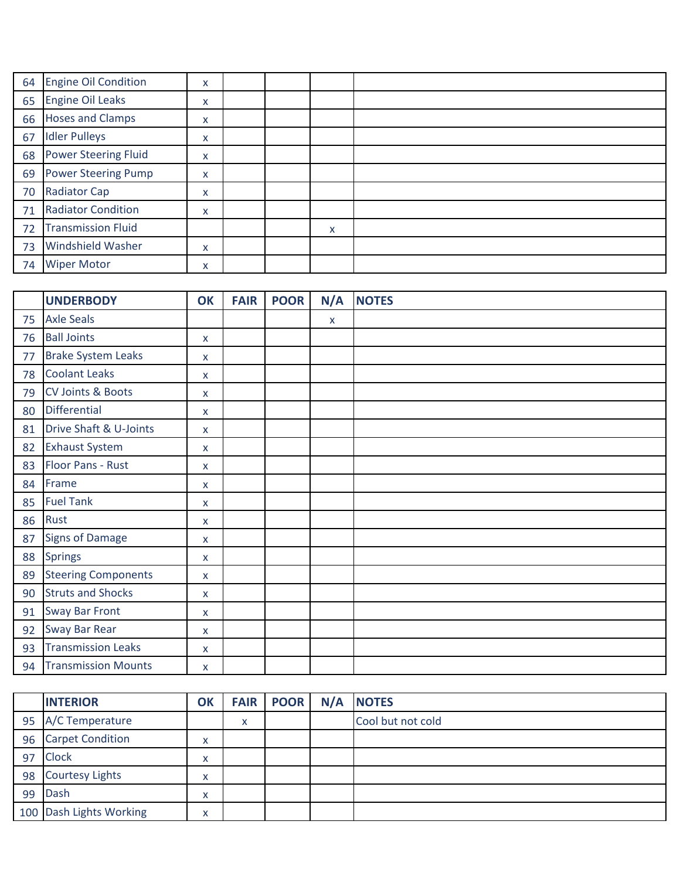| | | | | | | |
|---|---|---|---|---|---|---|
| 64 | Engine Oil Condition | x | | | | |
| 65 | Engine Oil Leaks | x | | | | |
| 66 | Hoses and Clamps | x | | | | |
| 67 | Idler Pulleys | x | | | | |
| 68 | Power Steering Fluid | x | | | | |
| 69 | Power Steering Pump | x | | | | |
| 70 | Radiator Cap | x | | | | |
| 71 | Radiator Condition | x | | | | |
| 72 | Transmission Fluid | | | | x | |
| 73 | Windshield Washer | x | | | | |
| 74 | Wiper Motor | x | | | | |

| | **UNDERBODY** | **OK** | **FAIR** | **POOR** | **N/A** | **NOTES** |
|---|---|---|---|---|---|---|
| 75 | Axle Seals | | | | x | |
| 76 | Ball Joints | x | | | | |
| 77 | Brake System Leaks | x | | | | |
| 78 | Coolant Leaks | x | | | | |
| 79 | CV Joints & Boots | x | | | | |
| 80 | Differential | x | | | | |
| 81 | Drive Shaft & U-Joints | x | | | | |
| 82 | Exhaust System | x | | | | |
| 83 | Floor Pans - Rust | x | | | | |
| 84 | Frame | x | | | | |
| 85 | Fuel Tank | x | | | | |
| 86 | Rust | x | | | | |
| 87 | Signs of Damage | x | | | | |
| 88 | Springs | x | | | | |
| 89 | Steering Components | x | | | | |
| 90 | Struts and Shocks | x | | | | |
| 91 | Sway Bar Front | x | | | | |
| 92 | Sway Bar Rear | x | | | | |
| 93 | Transmission Leaks | x | | | | |
| 94 | Transmission Mounts | x | | | | |

| | **INTERIOR** | **OK** | **FAIR** | **POOR** | **N/A** | **NOTES** |
|---|---|---|---|---|---|---|
| 95 | A/C Temperature | | x | | | Cool but not cold |
| 96 | Carpet Condition | x | | | | |
| 97 | Clock | x | | | | |
| 98 | Courtesy Lights | x | | | | |
| 99 | Dash | x | | | | |
| 100 | Dash Lights Working | x | | | | |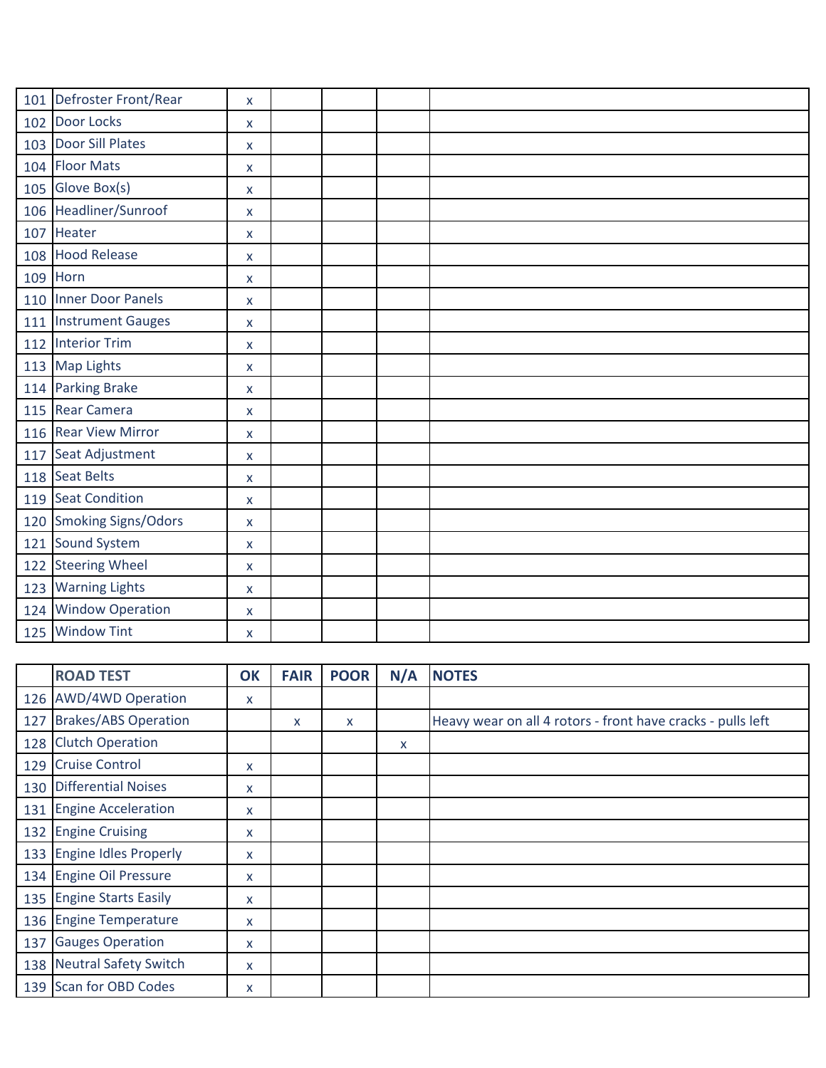| | | | | | | |
|---|---|---|---|---|---|---|
| 101 | Defroster Front/Rear | x | | | | |
| 102 | Door Locks | x | | | | |
| 103 | Door Sill Plates | x | | | | |
| 104 | Floor Mats | x | | | | |
| 105 | Glove Box(s) | x | | | | |
| 106 | Headliner/Sunroof | x | | | | |
| 107 | Heater | x | | | | |
| 108 | Hood Release | x | | | | |
| 109 | Horn | x | | | | |
| 110 | Inner Door Panels | x | | | | |
| 111 | Instrument Gauges | x | | | | |
| 112 | Interior Trim | x | | | | |
| 113 | Map Lights | x | | | | |
| 114 | Parking Brake | x | | | | |
| 115 | Rear Camera | x | | | | |
| 116 | Rear View Mirror | x | | | | |
| 117 | Seat Adjustment | x | | | | |
| 118 | Seat Belts | x | | | | |
| 119 | Seat Condition | x | | | | |
| 120 | Smoking Signs/Odors | x | | | | |
| 121 | Sound System | x | | | | |
| 122 | Steering Wheel | x | | | | |
| 123 | Warning Lights | x | | | | |
| 124 | Window Operation | x | | | | |
| 125 | Window Tint | x | | | | |

| | ROAD TEST | OK | FAIR | POOR | N/A | NOTES |
|---|---|---|---|---|---|---|
| 126 | AWD/4WD Operation | x | | | | |
| 127 | Brakes/ABS Operation | | x | x | | Heavy wear on all 4 rotors - front have cracks - pulls left |
| 128 | Clutch Operation | | | | x | |
| 129 | Cruise Control | x | | | | |
| 130 | Differential Noises | x | | | | |
| 131 | Engine Acceleration | x | | | | |
| 132 | Engine Cruising | x | | | | |
| 133 | Engine Idles Properly | x | | | | |
| 134 | Engine Oil Pressure | x | | | | |
| 135 | Engine Starts Easily | x | | | | |
| 136 | Engine Temperature | x | | | | |
| 137 | Gauges Operation | x | | | | |
| 138 | Neutral Safety Switch | x | | | | |
| 139 | Scan for OBD Codes | x | | | | |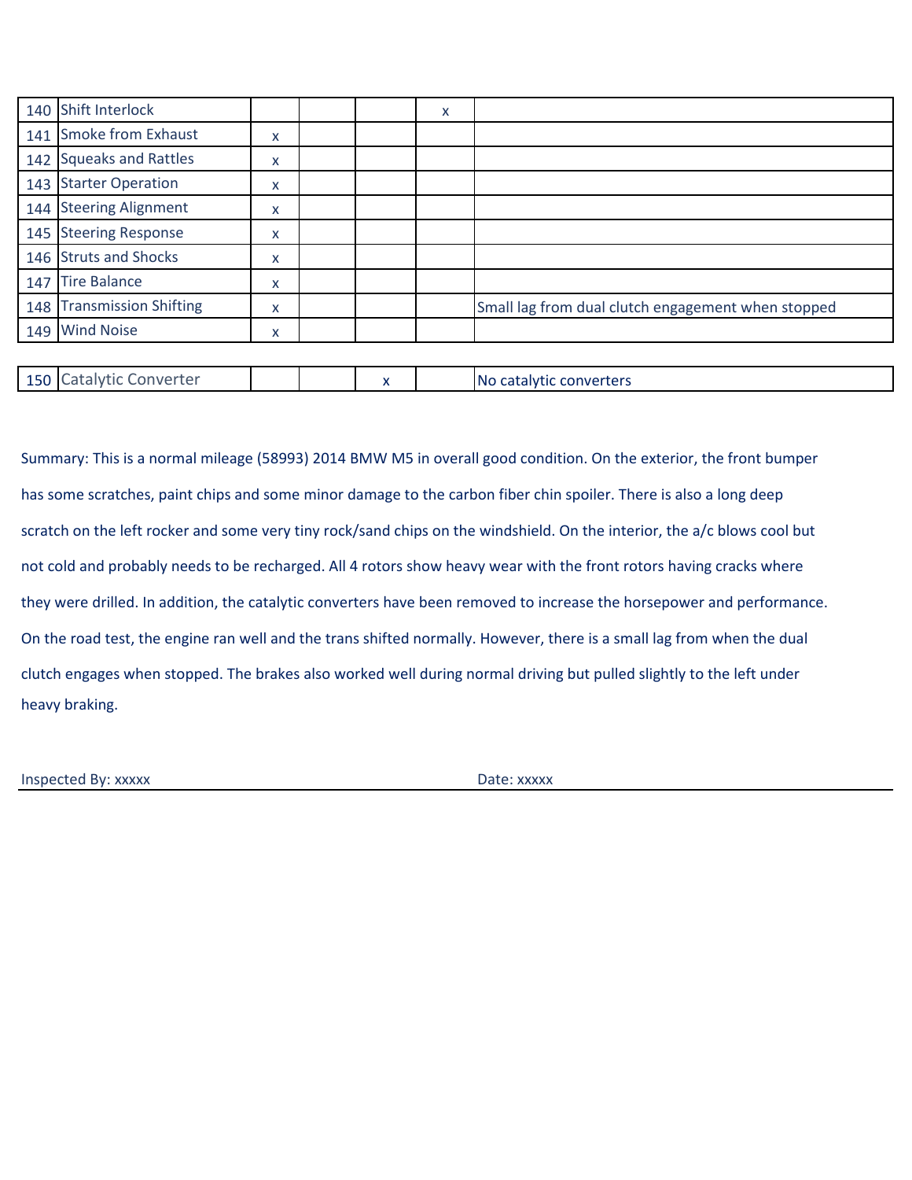| | | | | | | |
|---|---|---|---|---|---|---|
| 140 | Shift Interlock | | | | x | |
| 141 | Smoke from Exhaust | x | | | | |
| 142 | Squeaks and Rattles | x | | | | |
| 143 | Starter Operation | x | | | | |
| 144 | Steering Alignment | x | | | | |
| 145 | Steering Response | x | | | | |
| 146 | Struts and Shocks | x | | | | |
| 147 | Tire Balance | x | | | | |
| 148 | Transmission Shifting | x | | | | Small lag from dual clutch engagement when stopped |
| 149 | Wind Noise | x | | | | |
| 150 | Catalytic Converter | | | x | | No catalytic converters |

Summary: This is a normal mileage (58993) 2014 BMW M5 in overall good condition. On the exterior, the front bumper has some scratches, paint chips and some minor damage to the carbon fiber chin spoiler. There is also a long deep scratch on the left rocker and some very tiny rock/sand chips on the windshield. On the interior, the a/c blows cool but not cold and probably needs to be recharged. All 4 rotors show heavy wear with the front rotors having cracks where they were drilled. In addition, the catalytic converters have been removed to increase the horsepower and performance. On the road test, the engine ran well and the trans shifted normally. However, there is a small lag from when the dual clutch engages when stopped. The brakes also worked well during normal driving but pulled slightly to the left under heavy braking.

Inspected By: xxxxx Date: xxxxx